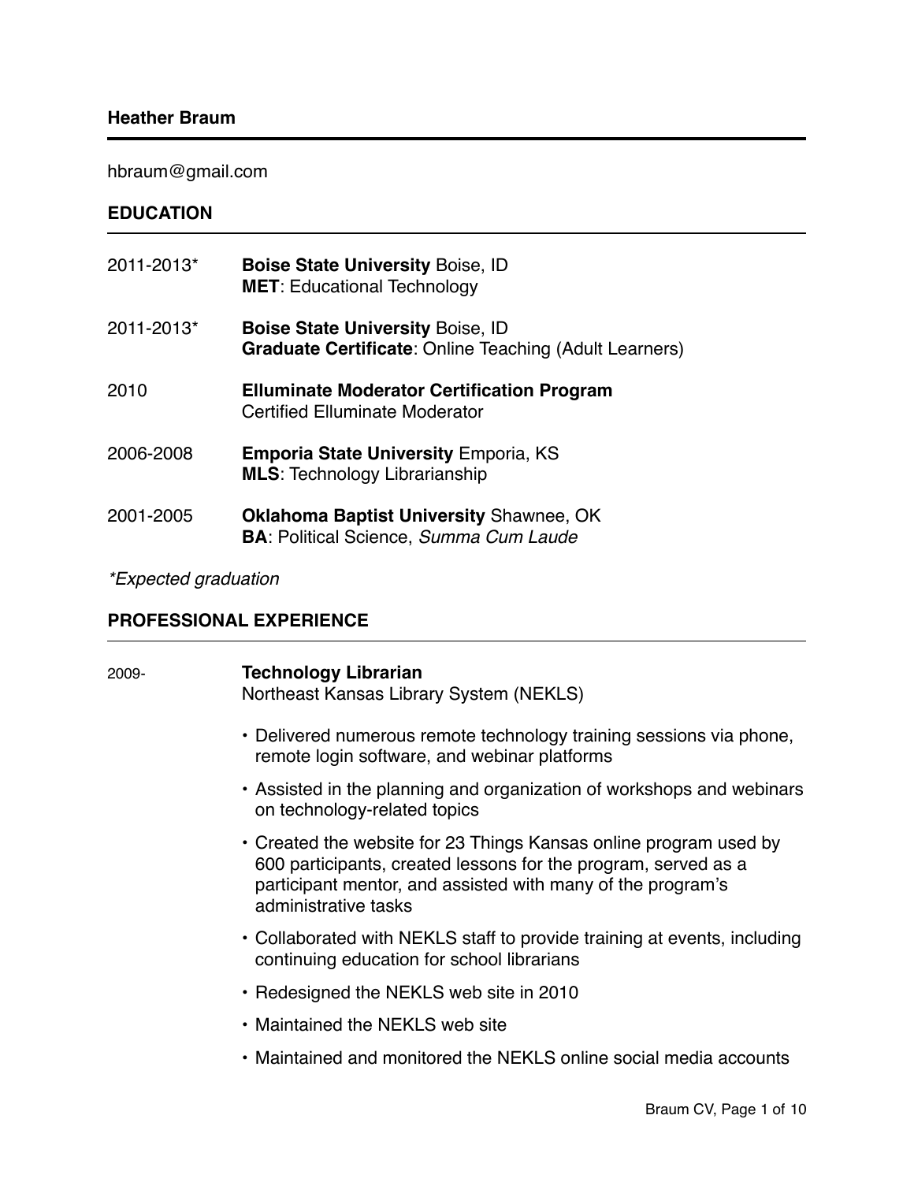# Heather Braum

hbraum@gmail.com

## EDUCATION

| | |
|---|---|
| 2011-2013* | **Boise State University** Boise, ID<br>**MET**: Educational Technology |
| 2011-2013* | **Boise State University** Boise, ID<br>**Graduate Certificate**: Online Teaching (Adult Learners) |
| 2010 | **Elluminate Moderator Certification Program**<br>Certified Elluminate Moderator |
| 2006-2008 | **Emporia State University** Emporia, KS<br>**MLS**: Technology Librarianship |
| 2001-2005 | **Oklahoma Baptist University** Shawnee, OK<br>**BA**: Political Science, *Summa Cum Laude* |

*\*Expected graduation*

## PROFESSIONAL EXPERIENCE

2009-

**Technology Librarian**
Northeast Kansas Library System (NEKLS)

- Delivered numerous remote technology training sessions via phone, remote login software, and webinar platforms
- Assisted in the planning and organization of workshops and webinars on technology-related topics
- Created the website for 23 Things Kansas online program used by 600 participants, created lessons for the program, served as a participant mentor, and assisted with many of the program's administrative tasks
- Collaborated with NEKLS staff to provide training at events, including continuing education for school librarians
- Redesigned the NEKLS web site in 2010
- Maintained the NEKLS web site
- Maintained and monitored the NEKLS online social media accounts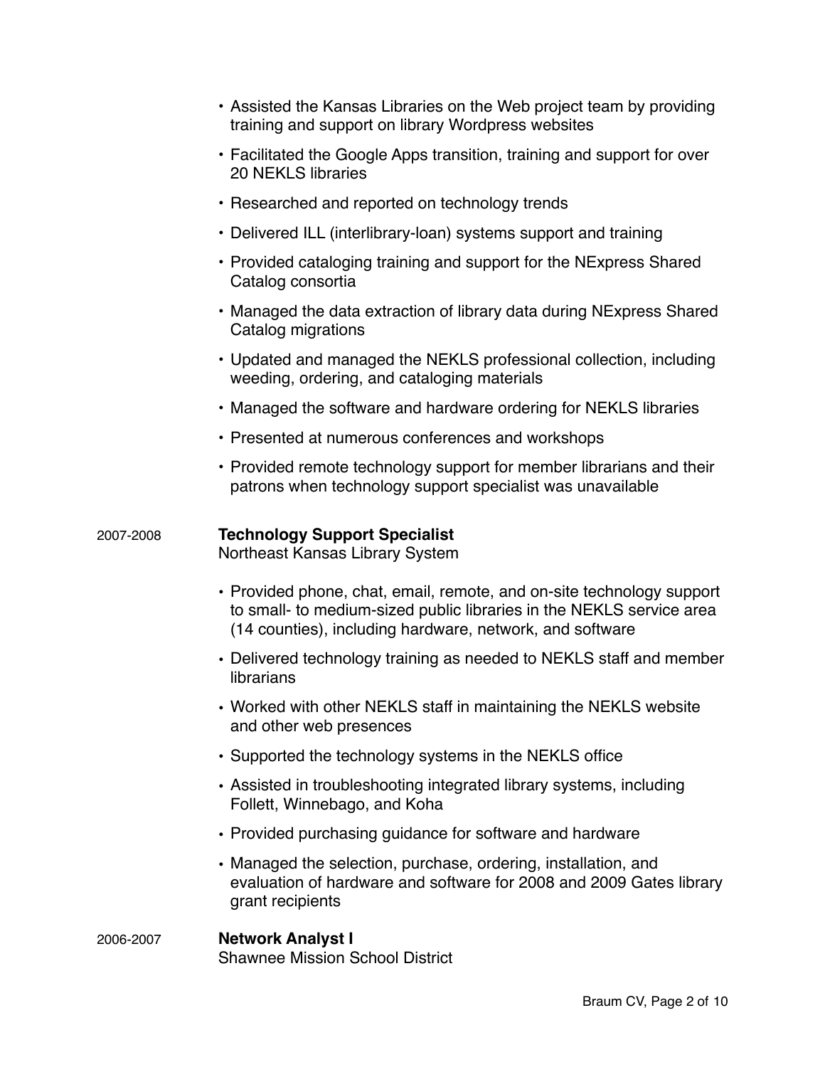- Assisted the Kansas Libraries on the Web project team by providing training and support on library Wordpress websites
- Facilitated the Google Apps transition, training and support for over 20 NEKLS libraries
- Researched and reported on technology trends
- Delivered ILL (interlibrary-loan) systems support and training
- Provided cataloging training and support for the NExpress Shared Catalog consortia
- Managed the data extraction of library data during NExpress Shared Catalog migrations
- Updated and managed the NEKLS professional collection, including weeding, ordering, and cataloging materials
- Managed the software and hardware ordering for NEKLS libraries
- Presented at numerous conferences and workshops
- Provided remote technology support for member librarians and their patrons when technology support specialist was unavailable

2007-2008 **Technology Support Specialist**
Northeast Kansas Library System

- Provided phone, chat, email, remote, and on-site technology support to small- to medium-sized public libraries in the NEKLS service area (14 counties), including hardware, network, and software
- Delivered technology training as needed to NEKLS staff and member librarians
- Worked with other NEKLS staff in maintaining the NEKLS website and other web presences
- Supported the technology systems in the NEKLS office
- Assisted in troubleshooting integrated library systems, including Follett, Winnebago, and Koha
- Provided purchasing guidance for software and hardware
- Managed the selection, purchase, ordering, installation, and evaluation of hardware and software for 2008 and 2009 Gates library grant recipients

2006-2007 **Network Analyst I**
Shawnee Mission School District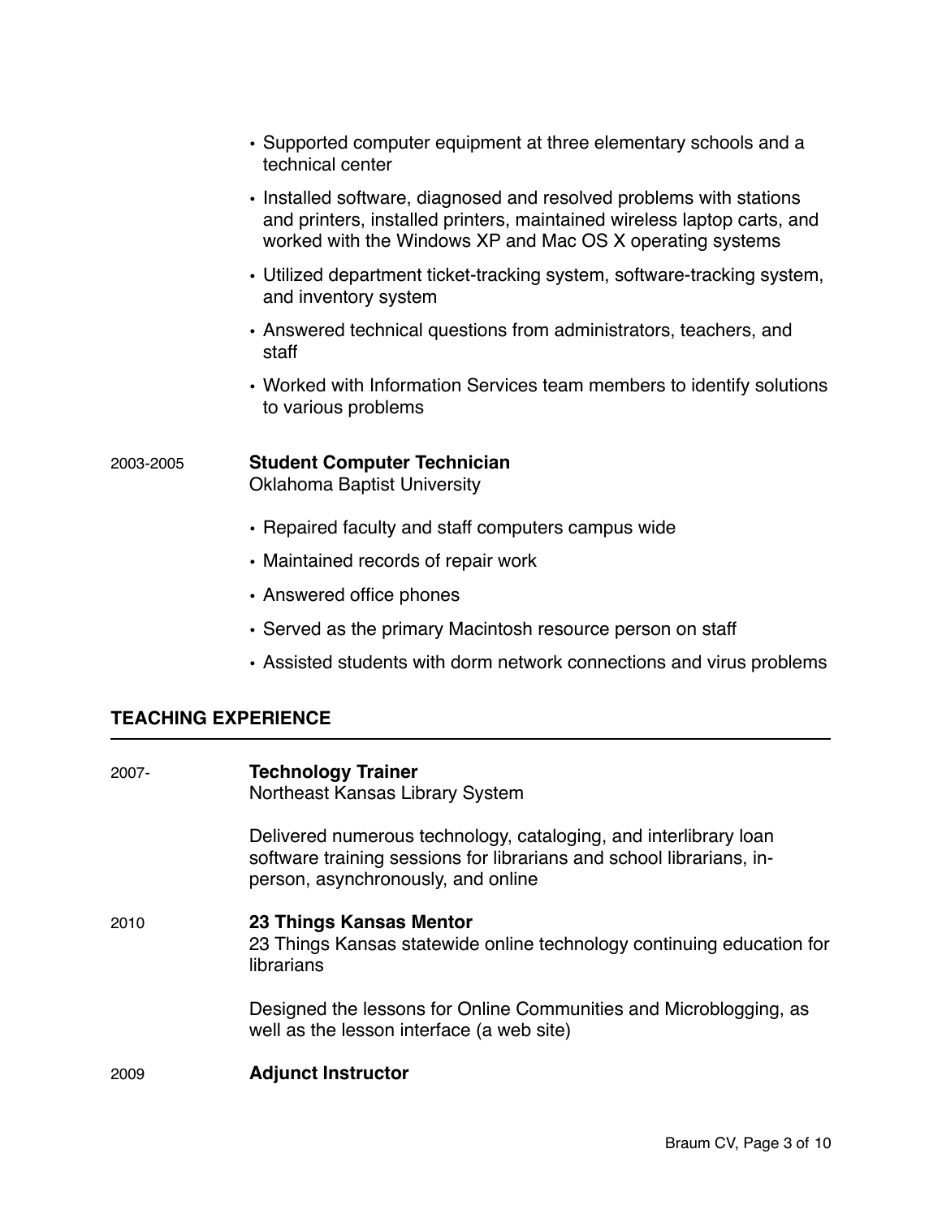- Supported computer equipment at three elementary schools and a technical center
- Installed software, diagnosed and resolved problems with stations and printers, installed printers, maintained wireless laptop carts, and worked with the Windows XP and Mac OS X operating systems
- Utilized department ticket-tracking system, software-tracking system, and inventory system
- Answered technical questions from administrators, teachers, and staff
- Worked with Information Services team members to identify solutions to various problems

2003-2005 **Student Computer Technician**
Oklahoma Baptist University

- Repaired faculty and staff computers campus wide
- Maintained records of repair work
- Answered office phones
- Served as the primary Macintosh resource person on staff
- Assisted students with dorm network connections and virus problems

## TEACHING EXPERIENCE

2007- **Technology Trainer**
Northeast Kansas Library System

Delivered numerous technology, cataloging, and interlibrary loan software training sessions for librarians and school librarians, in-person, asynchronously, and online

2010 **23 Things Kansas Mentor**
23 Things Kansas statewide online technology continuing education for librarians

Designed the lessons for Online Communities and Microblogging, as well as the lesson interface (a web site)

2009 **Adjunct Instructor**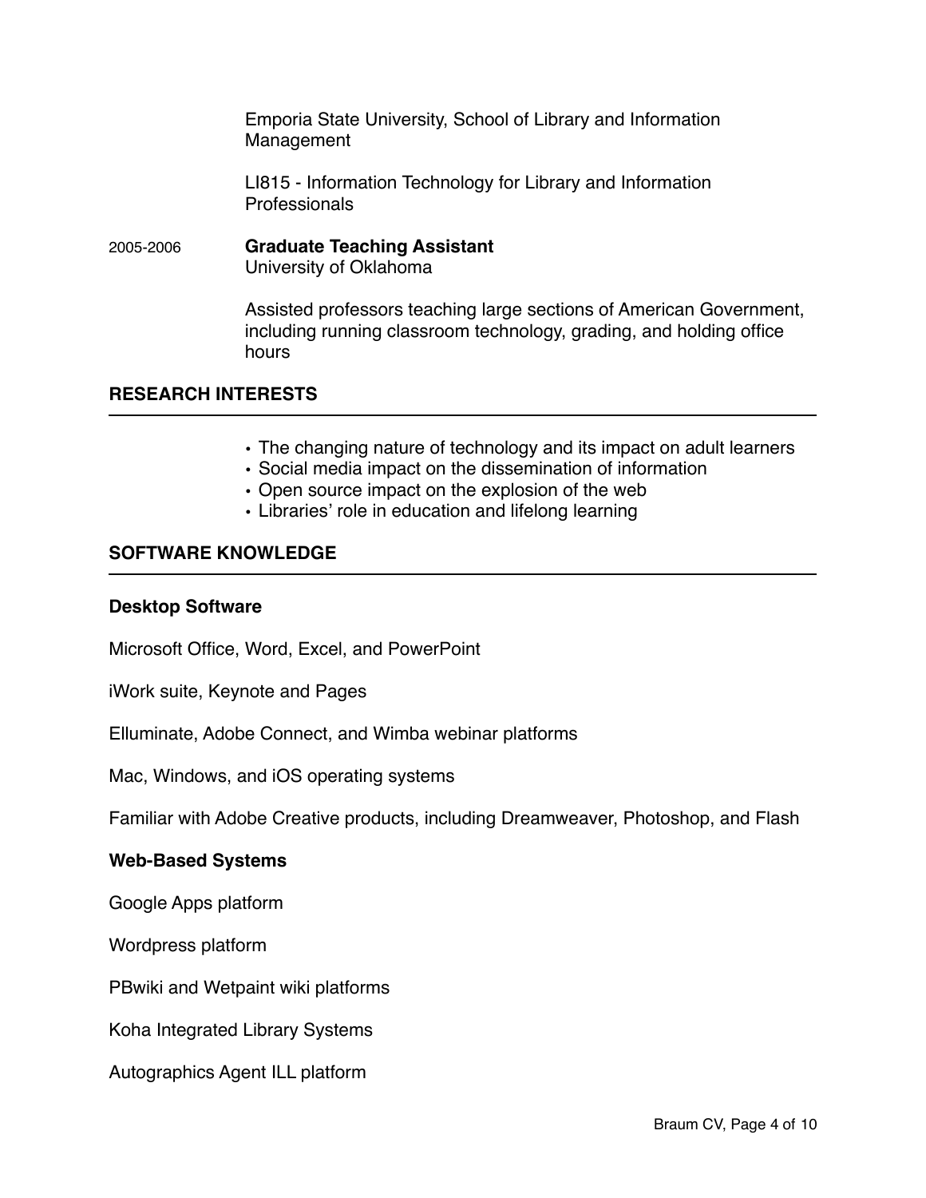Emporia State University, School of Library and Information Management

LI815 - Information Technology for Library and Information Professionals

2005-2006 **Graduate Teaching Assistant**
University of Oklahoma

Assisted professors teaching large sections of American Government, including running classroom technology, grading, and holding office hours

## RESEARCH INTERESTS

- The changing nature of technology and its impact on adult learners
- Social media impact on the dissemination of information
- Open source impact on the explosion of the web
- Libraries' role in education and lifelong learning

## SOFTWARE KNOWLEDGE

**Desktop Software**

Microsoft Office, Word, Excel, and PowerPoint

iWork suite, Keynote and Pages

Elluminate, Adobe Connect, and Wimba webinar platforms

Mac, Windows, and iOS operating systems

Familiar with Adobe Creative products, including Dreamweaver, Photoshop, and Flash

**Web-Based Systems**

Google Apps platform

Wordpress platform

PBwiki and Wetpaint wiki platforms

Koha Integrated Library Systems

Autographics Agent ILL platform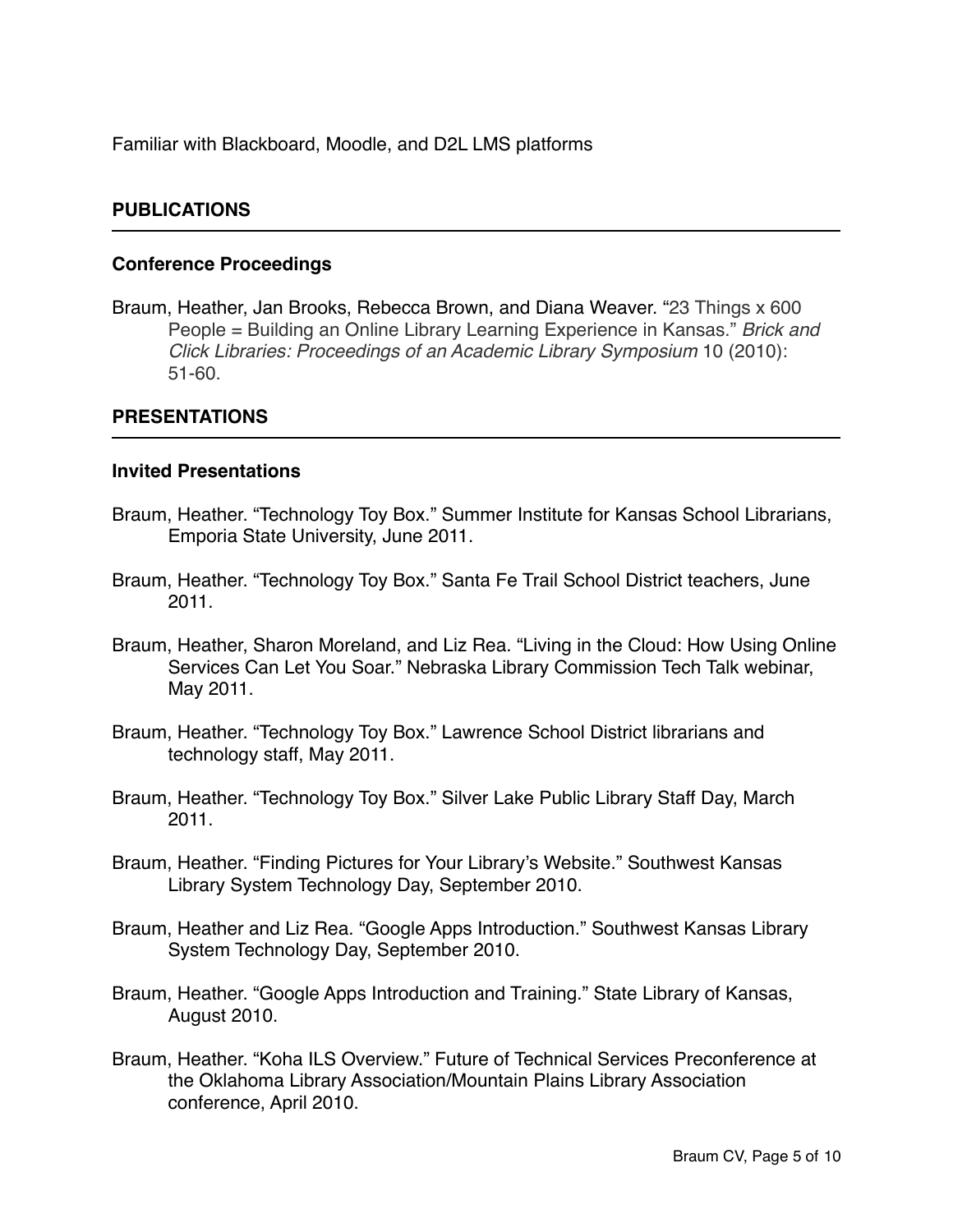Familiar with Blackboard, Moodle, and D2L LMS platforms

## PUBLICATIONS

### Conference Proceedings

Braum, Heather, Jan Brooks, Rebecca Brown, and Diana Weaver. "23 Things x 600 People = Building an Online Library Learning Experience in Kansas." *Brick and Click Libraries: Proceedings of an Academic Library Symposium* 10 (2010): 51-60.

## PRESENTATIONS

### Invited Presentations

Braum, Heather. "Technology Toy Box." Summer Institute for Kansas School Librarians, Emporia State University, June 2011.

Braum, Heather. "Technology Toy Box." Santa Fe Trail School District teachers, June 2011.

Braum, Heather, Sharon Moreland, and Liz Rea. "Living in the Cloud: How Using Online Services Can Let You Soar." Nebraska Library Commission Tech Talk webinar, May 2011.

Braum, Heather. "Technology Toy Box." Lawrence School District librarians and technology staff, May 2011.

Braum, Heather. "Technology Toy Box." Silver Lake Public Library Staff Day, March 2011.

Braum, Heather. "Finding Pictures for Your Library's Website." Southwest Kansas Library System Technology Day, September 2010.

Braum, Heather and Liz Rea. "Google Apps Introduction." Southwest Kansas Library System Technology Day, September 2010.

Braum, Heather. "Google Apps Introduction and Training." State Library of Kansas, August 2010.

Braum, Heather. "Koha ILS Overview." Future of Technical Services Preconference at the Oklahoma Library Association/Mountain Plains Library Association conference, April 2010.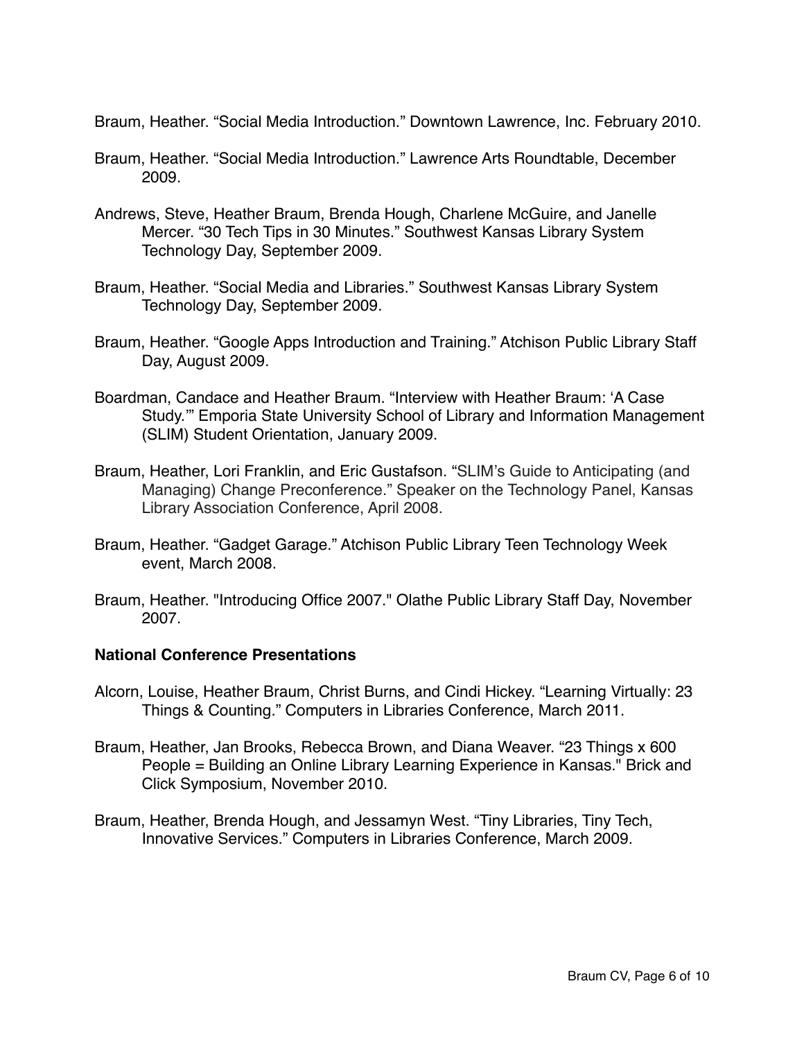Braum, Heather. “Social Media Introduction.” Downtown Lawrence, Inc. February 2010.

Braum, Heather. “Social Media Introduction.” Lawrence Arts Roundtable, December 2009.

Andrews, Steve, Heather Braum, Brenda Hough, Charlene McGuire, and Janelle Mercer. “30 Tech Tips in 30 Minutes.” Southwest Kansas Library System Technology Day, September 2009.

Braum, Heather. “Social Media and Libraries.” Southwest Kansas Library System Technology Day, September 2009.

Braum, Heather. “Google Apps Introduction and Training.” Atchison Public Library Staff Day, August 2009.

Boardman, Candace and Heather Braum. “Interview with Heather Braum: ‘A Case Study.’” Emporia State University School of Library and Information Management (SLIM) Student Orientation, January 2009.

Braum, Heather, Lori Franklin, and Eric Gustafson. “SLIM’s Guide to Anticipating (and Managing) Change Preconference.” Speaker on the Technology Panel, Kansas Library Association Conference, April 2008.

Braum, Heather. “Gadget Garage.” Atchison Public Library Teen Technology Week event, March 2008.

Braum, Heather. "Introducing Office 2007." Olathe Public Library Staff Day, November 2007.

**National Conference Presentations**

Alcorn, Louise, Heather Braum, Christ Burns, and Cindi Hickey. “Learning Virtually: 23 Things & Counting.” Computers in Libraries Conference, March 2011.

Braum, Heather, Jan Brooks, Rebecca Brown, and Diana Weaver. “23 Things x 600 People = Building an Online Library Learning Experience in Kansas." Brick and Click Symposium, November 2010.

Braum, Heather, Brenda Hough, and Jessamyn West. “Tiny Libraries, Tiny Tech, Innovative Services.” Computers in Libraries Conference, March 2009.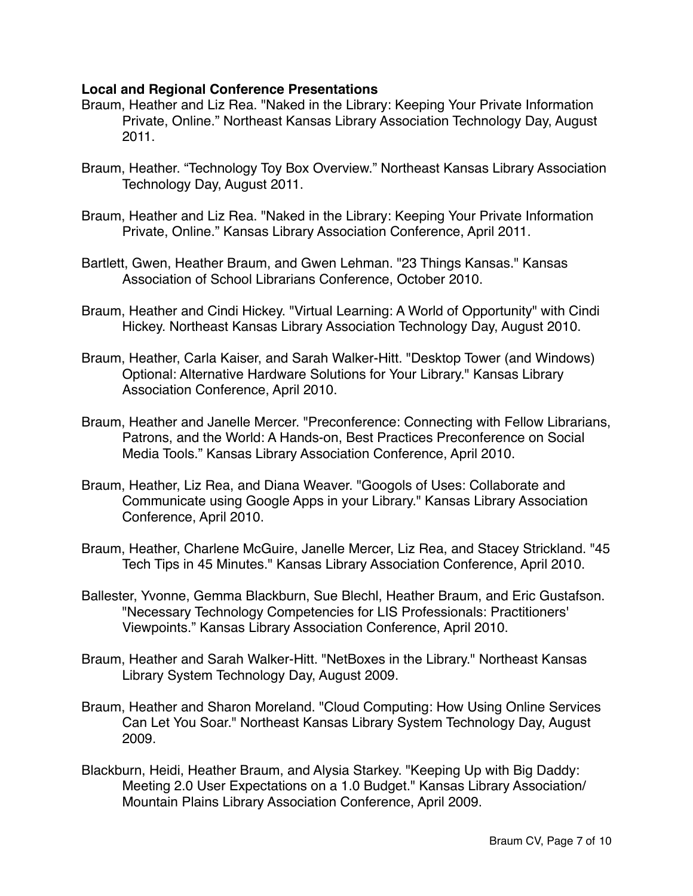**Local and Regional Conference Presentations**

Braum, Heather and Liz Rea. "Naked in the Library: Keeping Your Private Information Private, Online." Northeast Kansas Library Association Technology Day, August 2011.

Braum, Heather. "Technology Toy Box Overview." Northeast Kansas Library Association Technology Day, August 2011.

Braum, Heather and Liz Rea. "Naked in the Library: Keeping Your Private Information Private, Online." Kansas Library Association Conference, April 2011.

Bartlett, Gwen, Heather Braum, and Gwen Lehman. "23 Things Kansas." Kansas Association of School Librarians Conference, October 2010.

Braum, Heather and Cindi Hickey. "Virtual Learning: A World of Opportunity" with Cindi Hickey. Northeast Kansas Library Association Technology Day, August 2010.

Braum, Heather, Carla Kaiser, and Sarah Walker-Hitt. "Desktop Tower (and Windows) Optional: Alternative Hardware Solutions for Your Library." Kansas Library Association Conference, April 2010.

Braum, Heather and Janelle Mercer. "Preconference: Connecting with Fellow Librarians, Patrons, and the World: A Hands-on, Best Practices Preconference on Social Media Tools." Kansas Library Association Conference, April 2010.

Braum, Heather, Liz Rea, and Diana Weaver. "Googols of Uses: Collaborate and Communicate using Google Apps in your Library." Kansas Library Association Conference, April 2010.

Braum, Heather, Charlene McGuire, Janelle Mercer, Liz Rea, and Stacey Strickland. "45 Tech Tips in 45 Minutes." Kansas Library Association Conference, April 2010.

Ballester, Yvonne, Gemma Blackburn, Sue Blechl, Heather Braum, and Eric Gustafson. "Necessary Technology Competencies for LIS Professionals: Practitioners' Viewpoints." Kansas Library Association Conference, April 2010.

Braum, Heather and Sarah Walker-Hitt. "NetBoxes in the Library." Northeast Kansas Library System Technology Day, August 2009.

Braum, Heather and Sharon Moreland. "Cloud Computing: How Using Online Services Can Let You Soar." Northeast Kansas Library System Technology Day, August 2009.

Blackburn, Heidi, Heather Braum, and Alysia Starkey. "Keeping Up with Big Daddy: Meeting 2.0 User Expectations on a 1.0 Budget." Kansas Library Association/ Mountain Plains Library Association Conference, April 2009.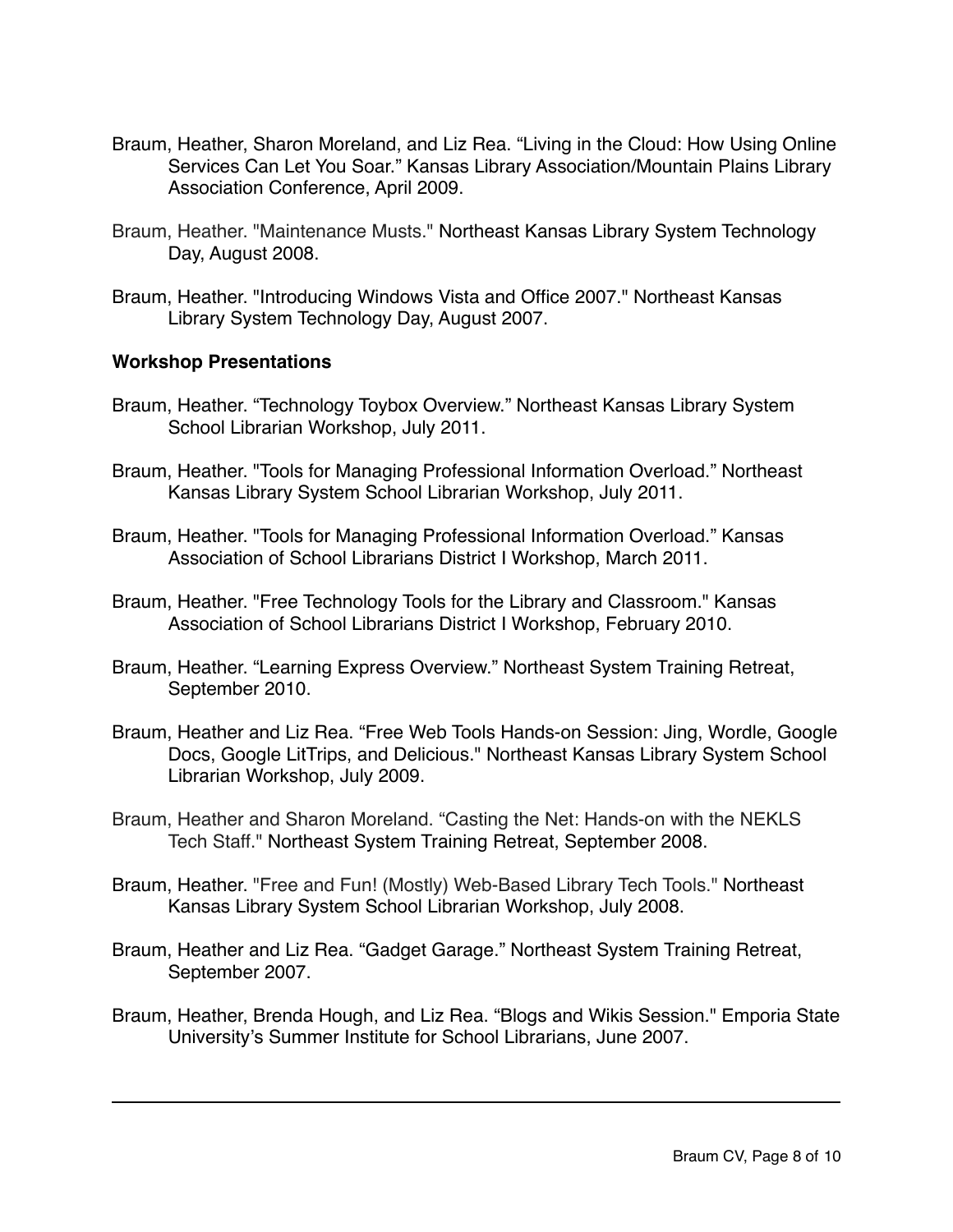Braum, Heather, Sharon Moreland, and Liz Rea. "Living in the Cloud: How Using Online Services Can Let You Soar." Kansas Library Association/Mountain Plains Library Association Conference, April 2009.

Braum, Heather. "Maintenance Musts." Northeast Kansas Library System Technology Day, August 2008.

Braum, Heather. "Introducing Windows Vista and Office 2007." Northeast Kansas Library System Technology Day, August 2007.

**Workshop Presentations**

Braum, Heather. "Technology Toybox Overview." Northeast Kansas Library System School Librarian Workshop, July 2011.

Braum, Heather. "Tools for Managing Professional Information Overload." Northeast Kansas Library System School Librarian Workshop, July 2011.

Braum, Heather. "Tools for Managing Professional Information Overload." Kansas Association of School Librarians District I Workshop, March 2011.

Braum, Heather. "Free Technology Tools for the Library and Classroom." Kansas Association of School Librarians District I Workshop, February 2010.

Braum, Heather. "Learning Express Overview." Northeast System Training Retreat, September 2010.

Braum, Heather and Liz Rea. "Free Web Tools Hands-on Session: Jing, Wordle, Google Docs, Google LitTrips, and Delicious." Northeast Kansas Library System School Librarian Workshop, July 2009.

Braum, Heather and Sharon Moreland. "Casting the Net: Hands-on with the NEKLS Tech Staff." Northeast System Training Retreat, September 2008.

Braum, Heather. "Free and Fun! (Mostly) Web-Based Library Tech Tools." Northeast Kansas Library System School Librarian Workshop, July 2008.

Braum, Heather and Liz Rea. "Gadget Garage." Northeast System Training Retreat, September 2007.

Braum, Heather, Brenda Hough, and Liz Rea. "Blogs and Wikis Session." Emporia State University's Summer Institute for School Librarians, June 2007.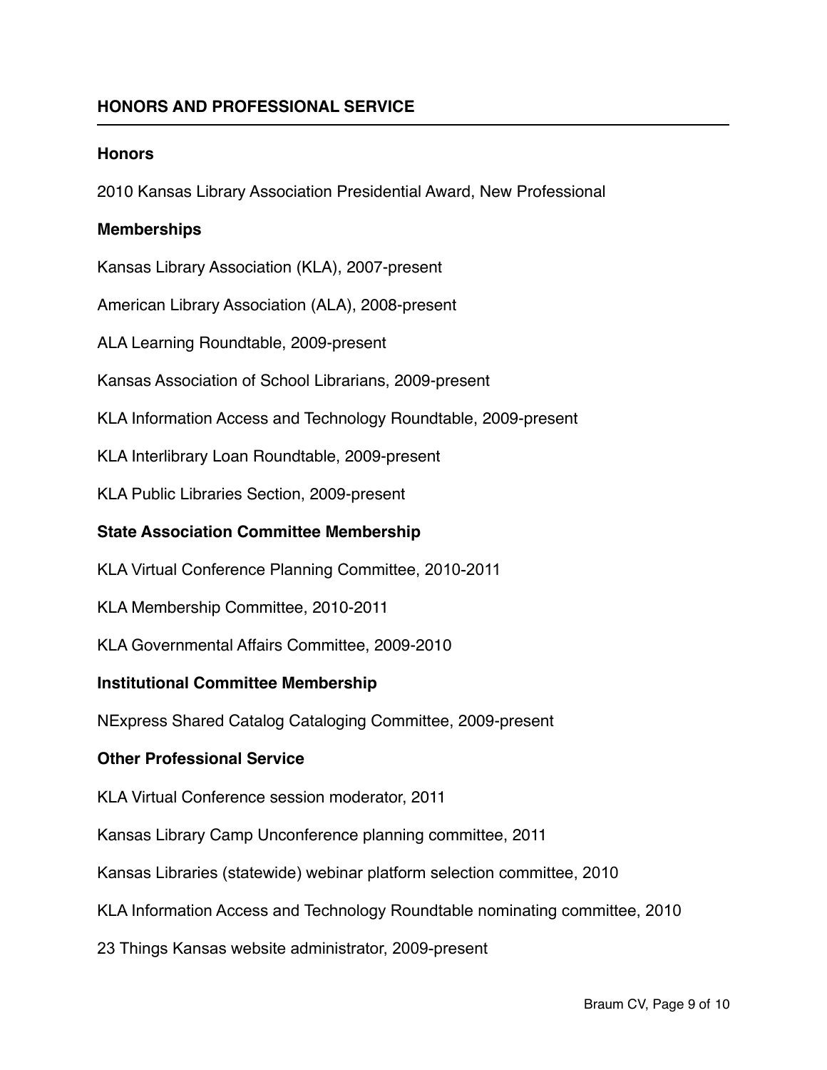## HONORS AND PROFESSIONAL SERVICE

### Honors

2010 Kansas Library Association Presidential Award, New Professional

### Memberships

Kansas Library Association (KLA), 2007-present

American Library Association (ALA), 2008-present

ALA Learning Roundtable, 2009-present

Kansas Association of School Librarians, 2009-present

KLA Information Access and Technology Roundtable, 2009-present

KLA Interlibrary Loan Roundtable, 2009-present

KLA Public Libraries Section, 2009-present

### State Association Committee Membership

KLA Virtual Conference Planning Committee, 2010-2011

KLA Membership Committee, 2010-2011

KLA Governmental Affairs Committee, 2009-2010

### Institutional Committee Membership

NExpress Shared Catalog Cataloging Committee, 2009-present

### Other Professional Service

KLA Virtual Conference session moderator, 2011

Kansas Library Camp Unconference planning committee, 2011

Kansas Libraries (statewide) webinar platform selection committee, 2010

KLA Information Access and Technology Roundtable nominating committee, 2010

23 Things Kansas website administrator, 2009-present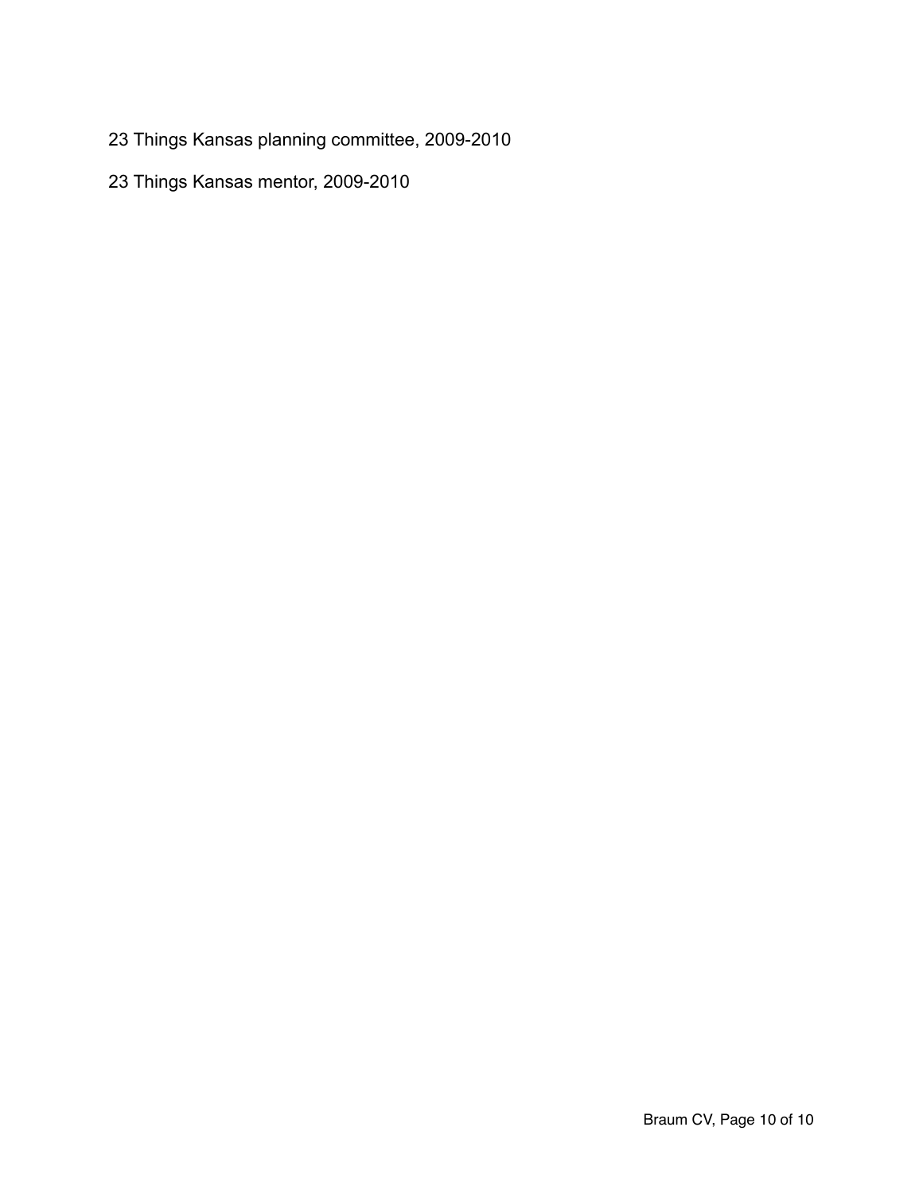23 Things Kansas planning committee, 2009-2010

23 Things Kansas mentor, 2009-2010